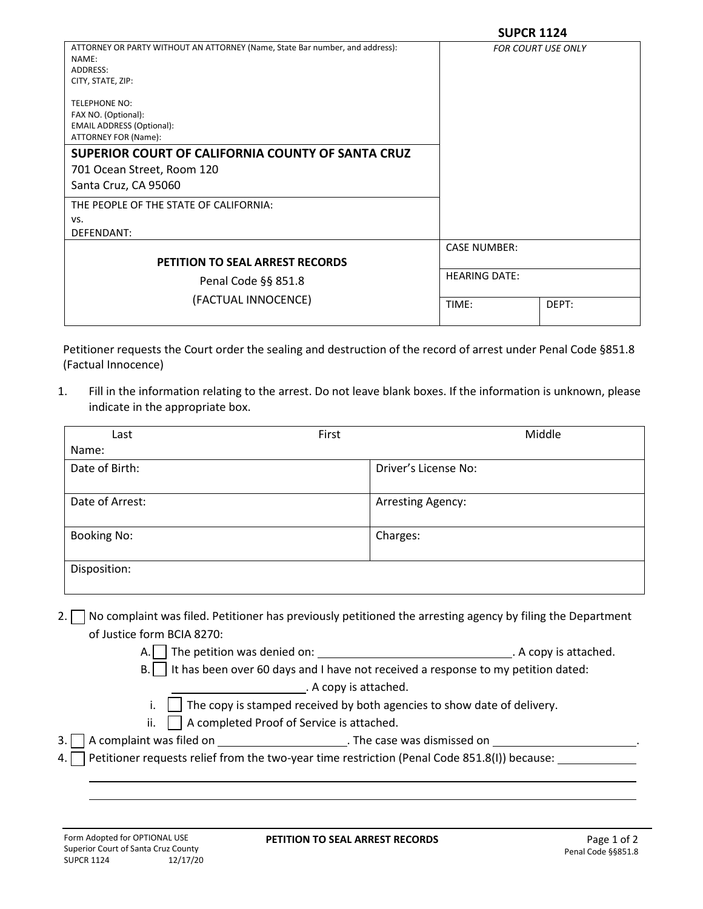**SUPCR 1124**

| ATTORNEY OR PARTY WITHOUT AN ATTORNEY (Name, State Bar number, and address): | FOR COURT USE ONLY |
| --- | --- |
| NAME:<br>ADDRESS:<br>CITY, STATE, ZIP:<br><br>TELEPHONE NO:<br>FAX NO. (Optional):<br>EMAIL ADDRESS (Optional):<br>ATTORNEY FOR (Name): | |
| **SUPERIOR COURT OF CALIFORNIA COUNTY OF SANTA CRUZ**<br>701 Ocean Street, Room 120<br>Santa Cruz, CA 95060 | |
| THE PEOPLE OF THE STATE OF CALIFORNIA:<br>vs.<br>DEFENDANT: | |
| **PETITION TO SEAL ARREST RECORDS**<br>Penal Code §§ 851.8<br>(FACTUAL INNOCENCE) | CASE NUMBER:<br><br>HEARING DATE:<br><br>TIME: DEPT: |

Petitioner requests the Court order the sealing and destruction of the record of arrest under Penal Code §851.8 (Factual Innocence)

1. Fill in the information relating to the arrest. Do not leave blank boxes. If the information is unknown, please indicate in the appropriate box.

| Name: Last First Middle | |
| --- | --- |
| Date of Birth: | Driver's License No: |
| Date of Arrest: | Arresting Agency: |
| Booking No: | Charges: |
| Disposition: | |

2. ☐ No complaint was filed. Petitioner has previously petitioned the arresting agency by filing the Department of Justice form BCIA 8270:
   - A. ☐ The petition was denied on: \_\_\_\_\_\_\_\_\_\_\_\_\_\_\_\_\_\_\_\_. A copy is attached.
   - B. ☐ It has been over 60 days and I have not received a response to my petition dated: \_\_\_\_\_\_\_\_\_\_\_\_\_\_\_\_\_\_\_\_. A copy is attached.
     - i. ☐ The copy is stamped received by both agencies to show date of delivery.
     - ii. ☐ A completed Proof of Service is attached.
3. ☐ A complaint was filed on \_\_\_\_\_\_\_\_\_\_\_\_\_\_\_\_\_\_\_\_. The case was dismissed on \_\_\_\_\_\_\_\_\_\_\_\_\_\_\_\_\_\_\_\_.
4. ☐ Petitioner requests relief from the two-year time restriction (Penal Code 851.8(I)) because: \_\_\_\_\_\_\_\_\_\_\_\_\_\_\_\_\_\_\_\_

\_\_\_\_\_\_\_\_\_\_\_\_\_\_\_\_\_\_\_\_\_\_\_\_\_\_\_\_\_\_\_\_\_\_\_\_\_\_\_\_\_\_\_\_\_\_\_\_\_\_\_\_\_\_\_\_\_\_\_\_

\_\_\_\_\_\_\_\_\_\_\_\_\_\_\_\_\_\_\_\_\_\_\_\_\_\_\_\_\_\_\_\_\_\_\_\_\_\_\_\_\_\_\_\_\_\_\_\_\_\_\_\_\_\_\_\_\_\_\_\_

Form Adopted for OPTIONAL USE
Superior Court of Santa Cruz County
SUPCR 1124 12/17/20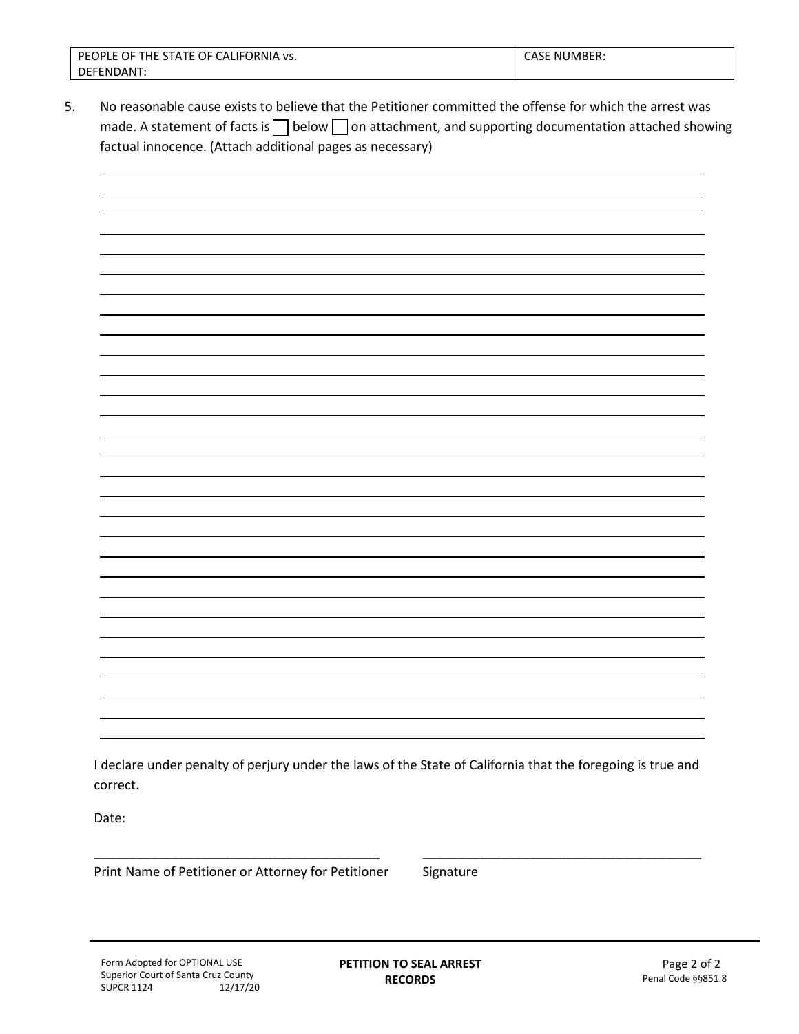| PEOPLE OF THE STATE OF CALIFORNIA vs. DEFENDANT: | CASE NUMBER: |
|---|---|

5. No reasonable cause exists to believe that the Petitioner committed the offense for which the arrest was made. A statement of facts is ☐ below ☐ on attachment, and supporting documentation attached showing factual innocence. (Attach additional pages as necessary)

I declare under penalty of perjury under the laws of the State of California that the foregoing is true and correct.

Date:

\_\_\_\_\_\_\_\_\_\_\_\_\_\_\_\_\_\_\_\_\_\_\_\_\_\_\_\_\_\_\_\_\_\_\_\_\_\_\_\_ \_\_\_\_\_\_\_\_\_\_\_\_\_\_\_\_\_\_\_\_\_\_\_\_\_\_\_\_\_\_\_\_\_\_\_\_\_\_\_\_

Print Name of Petitioner or Attorney for Petitioner Signature

Form Adopted for OPTIONAL USE
Superior Court of Santa Cruz County
SUPCR 1124 12/17/20

**PETITION TO SEAL ARREST RECORDS**

Penal Code §§851.8